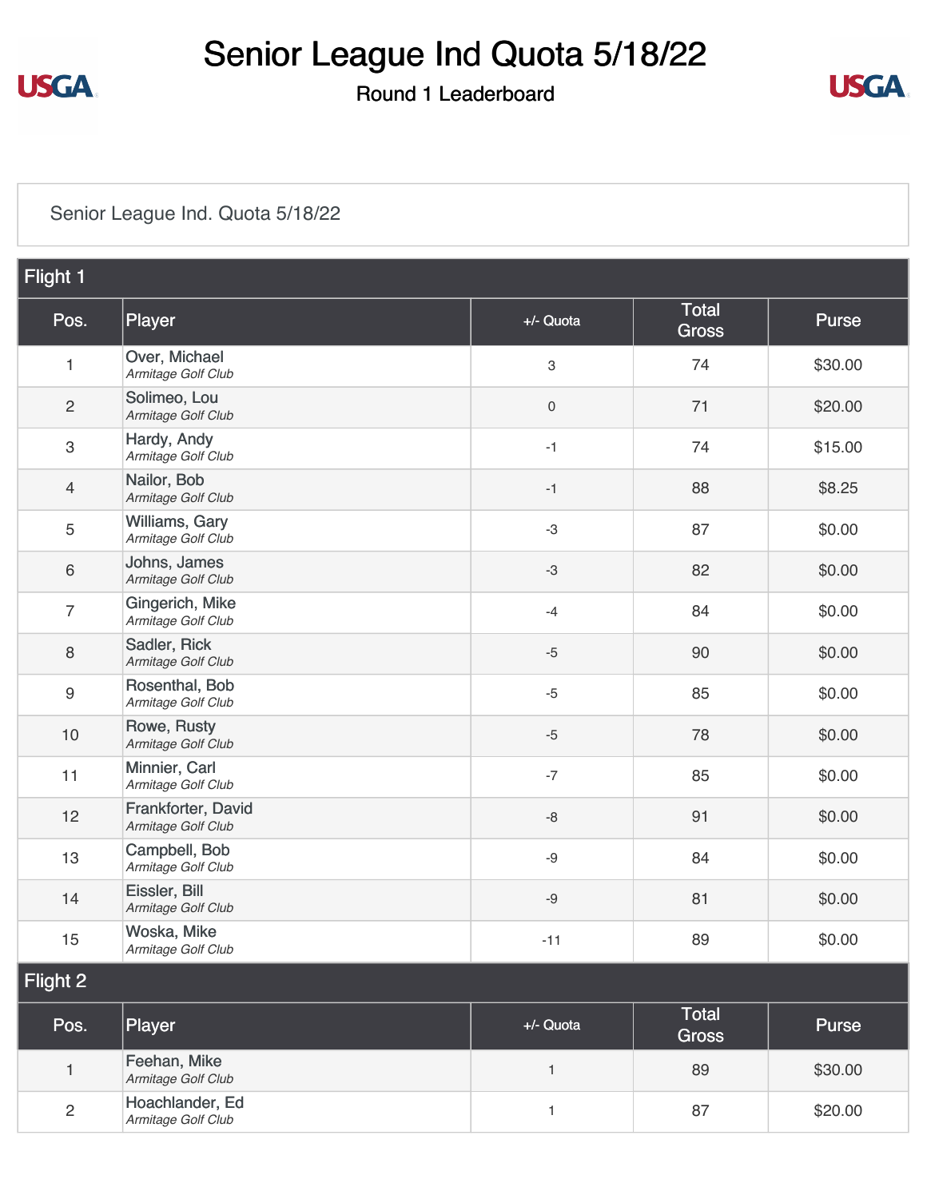# Senior League Ind Quota 5/18/22

## Round 1 Leaderboard

Senior League Ind. Quota 5/18/22

### Flight 1

| Pos. | Player | +/- Quota | Total Gross | Purse |
| --- | --- | --- | --- | --- |
| 1 | Over, Michael<br>*Armitage Golf Club* | 3 | 74 | $30.00 |
| 2 | Solimeo, Lou<br>*Armitage Golf Club* | 0 | 71 | $20.00 |
| 3 | Hardy, Andy<br>*Armitage Golf Club* | -1 | 74 | $15.00 |
| 4 | Nailor, Bob<br>*Armitage Golf Club* | -1 | 88 | $8.25 |
| 5 | Williams, Gary<br>*Armitage Golf Club* | -3 | 87 | $0.00 |
| 6 | Johns, James<br>*Armitage Golf Club* | -3 | 82 | $0.00 |
| 7 | Gingerich, Mike<br>*Armitage Golf Club* | -4 | 84 | $0.00 |
| 8 | Sadler, Rick<br>*Armitage Golf Club* | -5 | 90 | $0.00 |
| 9 | Rosenthal, Bob<br>*Armitage Golf Club* | -5 | 85 | $0.00 |
| 10 | Rowe, Rusty<br>*Armitage Golf Club* | -5 | 78 | $0.00 |
| 11 | Minnier, Carl<br>*Armitage Golf Club* | -7 | 85 | $0.00 |
| 12 | Frankforter, David<br>*Armitage Golf Club* | -8 | 91 | $0.00 |
| 13 | Campbell, Bob<br>*Armitage Golf Club* | -9 | 84 | $0.00 |
| 14 | Eissler, Bill<br>*Armitage Golf Club* | -9 | 81 | $0.00 |
| 15 | Woska, Mike<br>*Armitage Golf Club* | -11 | 89 | $0.00 |

### Flight 2

| Pos. | Player | +/- Quota | Total Gross | Purse |
| --- | --- | --- | --- | --- |
| 1 | Feehan, Mike<br>*Armitage Golf Club* | 1 | 89 | $30.00 |
| 2 | Hoachlander, Ed<br>*Armitage Golf Club* | 1 | 87 | $20.00 |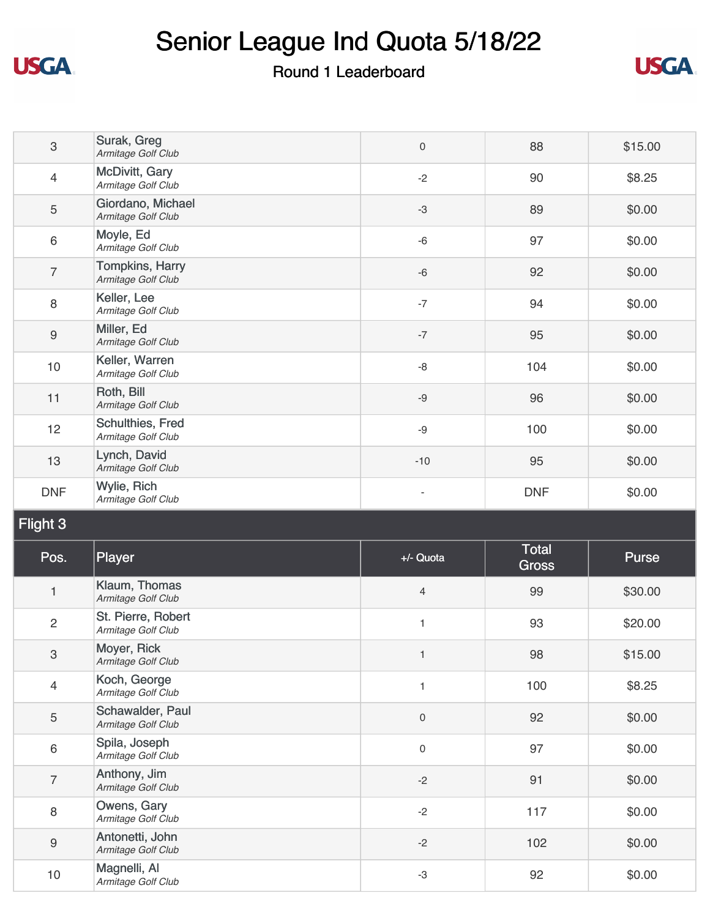# Senior League Ind Quota 5/18/22

## Round 1 Leaderboard

| Pos. | Player | +/- Quota | Total Gross | Purse |
|---|---|---|---|---|
| 3 | Surak, Greg<br>*Armitage Golf Club* | 0 | 88 | $15.00 |
| 4 | McDivitt, Gary<br>*Armitage Golf Club* | -2 | 90 | $8.25 |
| 5 | Giordano, Michael<br>*Armitage Golf Club* | -3 | 89 | $0.00 |
| 6 | Moyle, Ed<br>*Armitage Golf Club* | -6 | 97 | $0.00 |
| 7 | Tompkins, Harry<br>*Armitage Golf Club* | -6 | 92 | $0.00 |
| 8 | Keller, Lee<br>*Armitage Golf Club* | -7 | 94 | $0.00 |
| 9 | Miller, Ed<br>*Armitage Golf Club* | -7 | 95 | $0.00 |
| 10 | Keller, Warren<br>*Armitage Golf Club* | -8 | 104 | $0.00 |
| 11 | Roth, Bill<br>*Armitage Golf Club* | -9 | 96 | $0.00 |
| 12 | Schulthies, Fred<br>*Armitage Golf Club* | -9 | 100 | $0.00 |
| 13 | Lynch, David<br>*Armitage Golf Club* | -10 | 95 | $0.00 |
| DNF | Wylie, Rich<br>*Armitage Golf Club* | - | DNF | $0.00 |

### Flight 3

| Pos. | Player | +/- Quota | Total Gross | Purse |
|---|---|---|---|---|
| 1 | Klaum, Thomas<br>*Armitage Golf Club* | 4 | 99 | $30.00 |
| 2 | St. Pierre, Robert<br>*Armitage Golf Club* | 1 | 93 | $20.00 |
| 3 | Moyer, Rick<br>*Armitage Golf Club* | 1 | 98 | $15.00 |
| 4 | Koch, George<br>*Armitage Golf Club* | 1 | 100 | $8.25 |
| 5 | Schawalder, Paul<br>*Armitage Golf Club* | 0 | 92 | $0.00 |
| 6 | Spila, Joseph<br>*Armitage Golf Club* | 0 | 97 | $0.00 |
| 7 | Anthony, Jim<br>*Armitage Golf Club* | -2 | 91 | $0.00 |
| 8 | Owens, Gary<br>*Armitage Golf Club* | -2 | 117 | $0.00 |
| 9 | Antonetti, John<br>*Armitage Golf Club* | -2 | 102 | $0.00 |
| 10 | Magnelli, Al<br>*Armitage Golf Club* | -3 | 92 | $0.00 |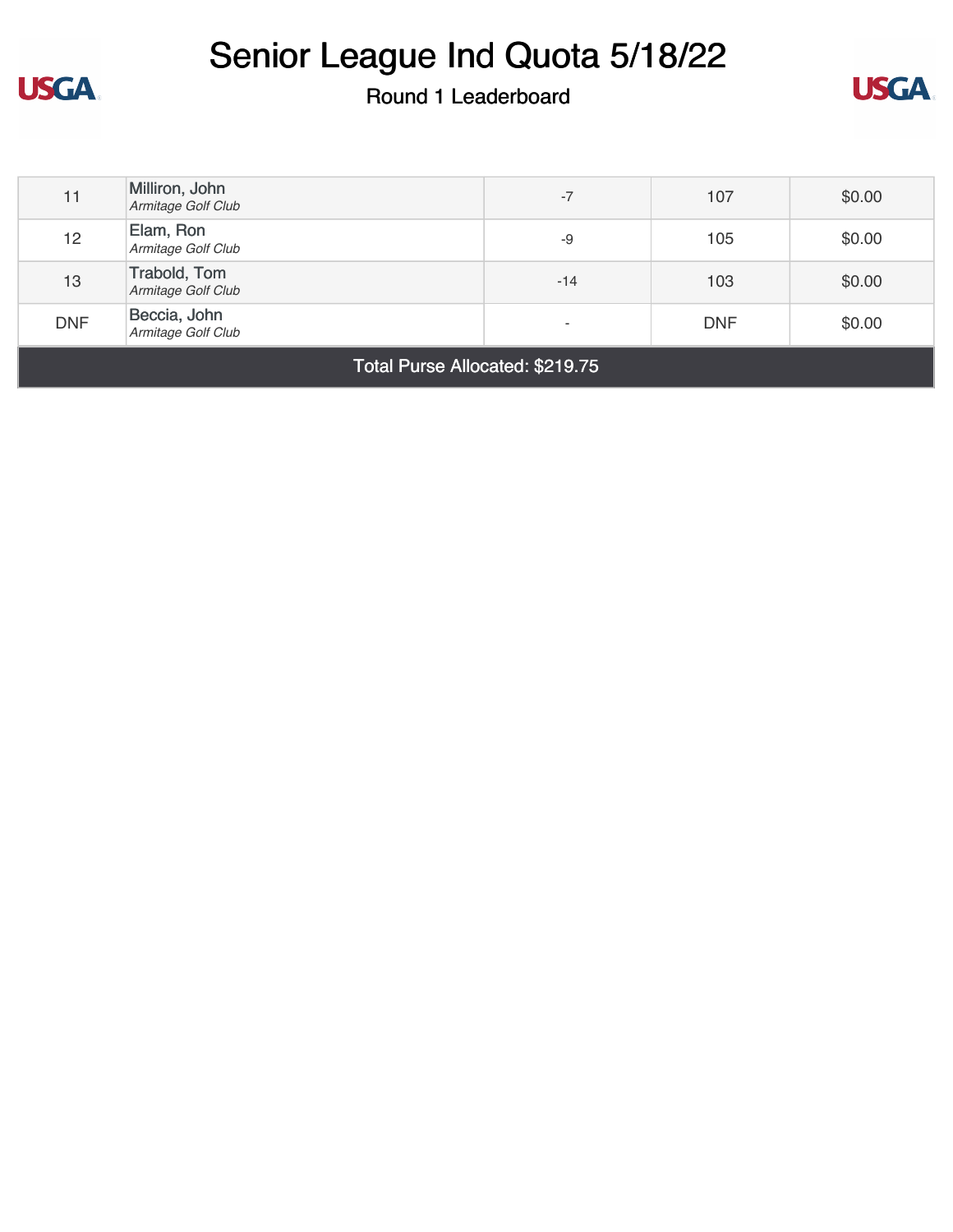# Senior League Ind Quota 5/18/22

## Round 1 Leaderboard

| | | | | |
|---|---|---|---|---|
| 11 | Milliron, John<br>*Armitage Golf Club* | -7 | 107 | $0.00 |
| 12 | Elam, Ron<br>*Armitage Golf Club* | -9 | 105 | $0.00 |
| 13 | Trabold, Tom<br>*Armitage Golf Club* | -14 | 103 | $0.00 |
| DNF | Beccia, John<br>*Armitage Golf Club* | - | DNF | $0.00 |

Total Purse Allocated: $219.75